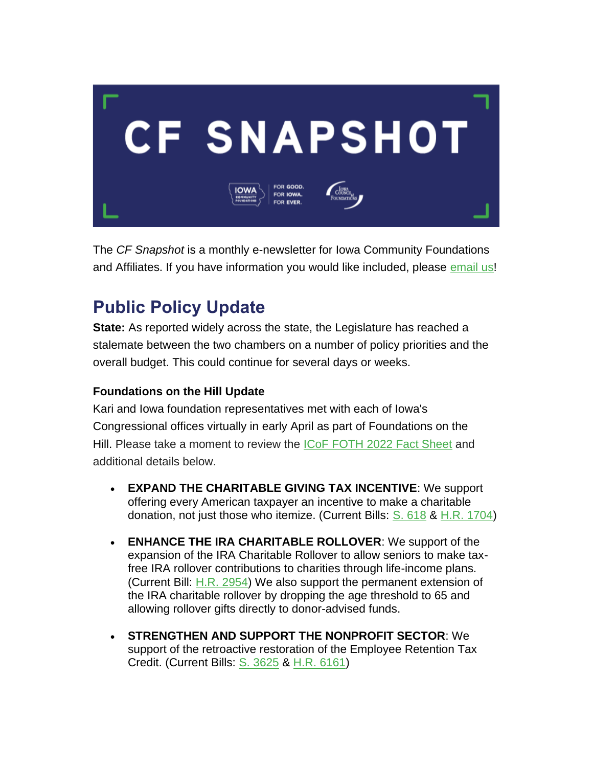# CF SNAPSHOT

The *CF Snapshot* is a monthly e-newsletter for Iowa Community Foundations and Affiliates. If you have information you would like included, please email us!

## Public Policy Update

**State:** As reported widely across the state, the Legislature has reached a stalemate between the two chambers on a number of policy priorities and the overall budget. This could continue for several days or weeks.

### Foundations on the Hill Update

Kari and Iowa foundation representatives met with each of Iowa's Congressional offices virtually in early April as part of Foundations on the Hill. Please take a moment to review the ICoF FOTH 2022 Fact Sheet and additional details below.

- **EXPAND THE CHARITABLE GIVING TAX INCENTIVE**: We support offering every American taxpayer an incentive to make a charitable donation, not just those who itemize. (Current Bills: S. 618 & H.R. 1704)
- **ENHANCE THE IRA CHARITABLE ROLLOVER**: We support of the expansion of the IRA Charitable Rollover to allow seniors to make tax-free IRA rollover contributions to charities through life-income plans. (Current Bill: H.R. 2954) We also support the permanent extension of the IRA charitable rollover by dropping the age threshold to 65 and allowing rollover gifts directly to donor-advised funds.
- **STRENGTHEN AND SUPPORT THE NONPROFIT SECTOR**: We support of the retroactive restoration of the Employee Retention Tax Credit. (Current Bills: S. 3625 & H.R. 6161)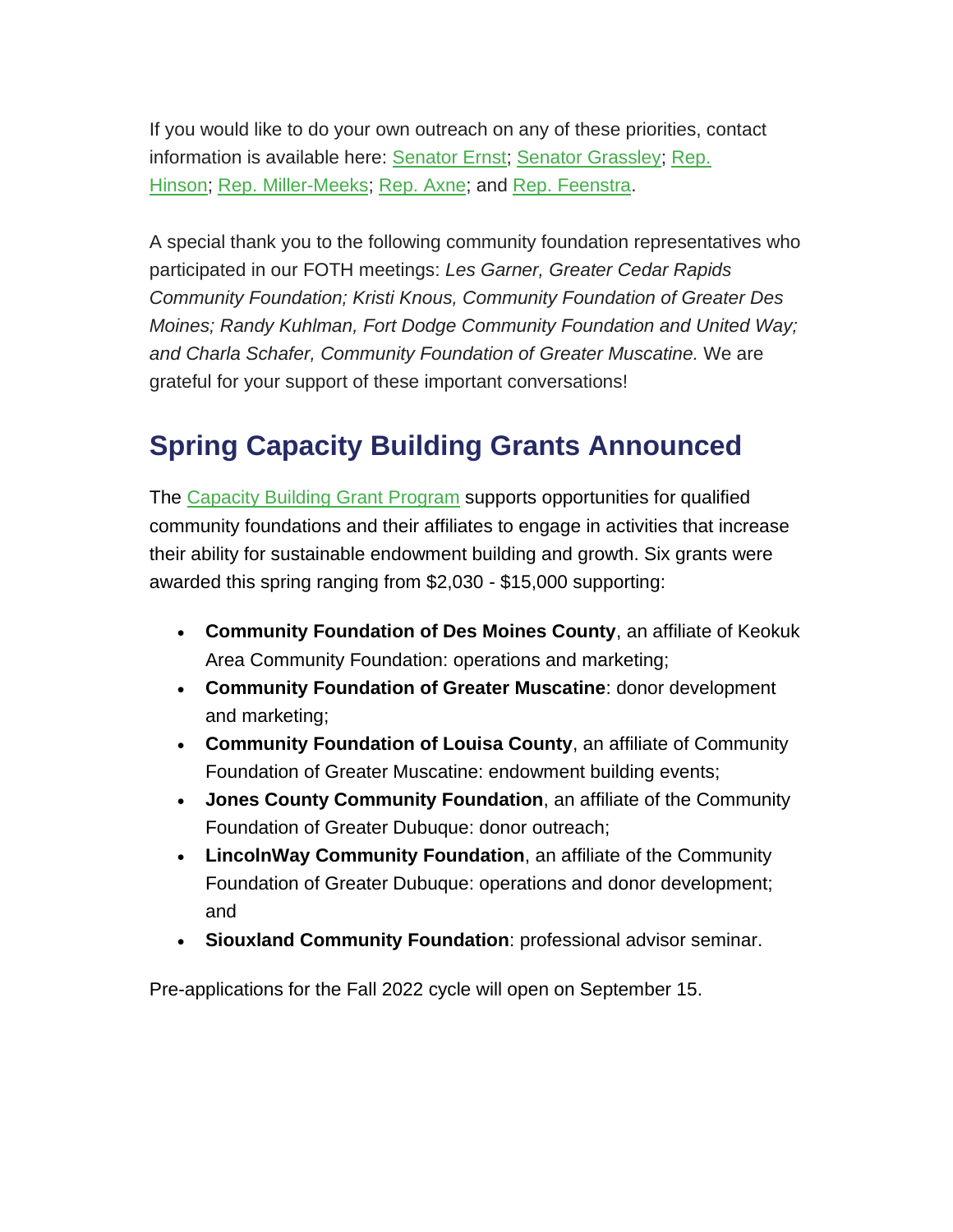If you would like to do your own outreach on any of these priorities, contact information is available here: Senator Ernst; Senator Grassley; Rep. Hinson; Rep. Miller-Meeks; Rep. Axne; and Rep. Feenstra.

A special thank you to the following community foundation representatives who participated in our FOTH meetings: *Les Garner, Greater Cedar Rapids Community Foundation; Kristi Knous, Community Foundation of Greater Des Moines; Randy Kuhlman, Fort Dodge Community Foundation and United Way; and Charla Schafer, Community Foundation of Greater Muscatine.* We are grateful for your support of these important conversations!

## Spring Capacity Building Grants Announced

The Capacity Building Grant Program supports opportunities for qualified community foundations and their affiliates to engage in activities that increase their ability for sustainable endowment building and growth. Six grants were awarded this spring ranging from $2,030 - $15,000 supporting:

- **Community Foundation of Des Moines County**, an affiliate of Keokuk Area Community Foundation: operations and marketing;
- **Community Foundation of Greater Muscatine**: donor development and marketing;
- **Community Foundation of Louisa County**, an affiliate of Community Foundation of Greater Muscatine: endowment building events;
- **Jones County Community Foundation**, an affiliate of the Community Foundation of Greater Dubuque: donor outreach;
- **LincolnWay Community Foundation**, an affiliate of the Community Foundation of Greater Dubuque: operations and donor development; and
- **Siouxland Community Foundation**: professional advisor seminar.

Pre-applications for the Fall 2022 cycle will open on September 15.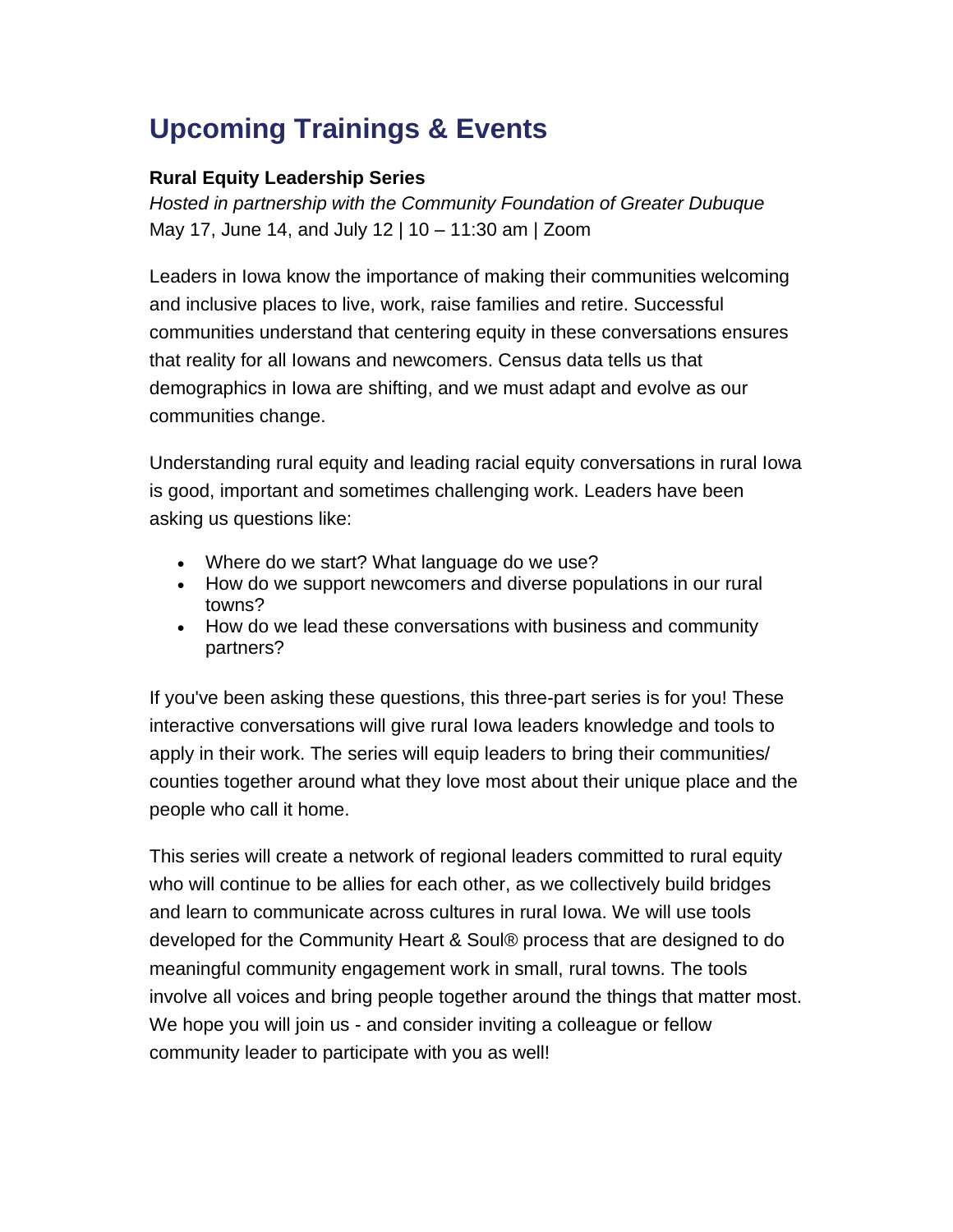# Upcoming Trainings & Events

**Rural Equity Leadership Series**

*Hosted in partnership with the Community Foundation of Greater Dubuque*

May 17, June 14, and July 12 | 10 – 11:30 am | Zoom

Leaders in Iowa know the importance of making their communities welcoming and inclusive places to live, work, raise families and retire. Successful communities understand that centering equity in these conversations ensures that reality for all Iowans and newcomers. Census data tells us that demographics in Iowa are shifting, and we must adapt and evolve as our communities change.

Understanding rural equity and leading racial equity conversations in rural Iowa is good, important and sometimes challenging work. Leaders have been asking us questions like:

- Where do we start? What language do we use?
- How do we support newcomers and diverse populations in our rural towns?
- How do we lead these conversations with business and community partners?

If you've been asking these questions, this three-part series is for you! These interactive conversations will give rural Iowa leaders knowledge and tools to apply in their work. The series will equip leaders to bring their communities/ counties together around what they love most about their unique place and the people who call it home.

This series will create a network of regional leaders committed to rural equity who will continue to be allies for each other, as we collectively build bridges and learn to communicate across cultures in rural Iowa. We will use tools developed for the Community Heart & Soul® process that are designed to do meaningful community engagement work in small, rural towns. The tools involve all voices and bring people together around the things that matter most. We hope you will join us - and consider inviting a colleague or fellow community leader to participate with you as well!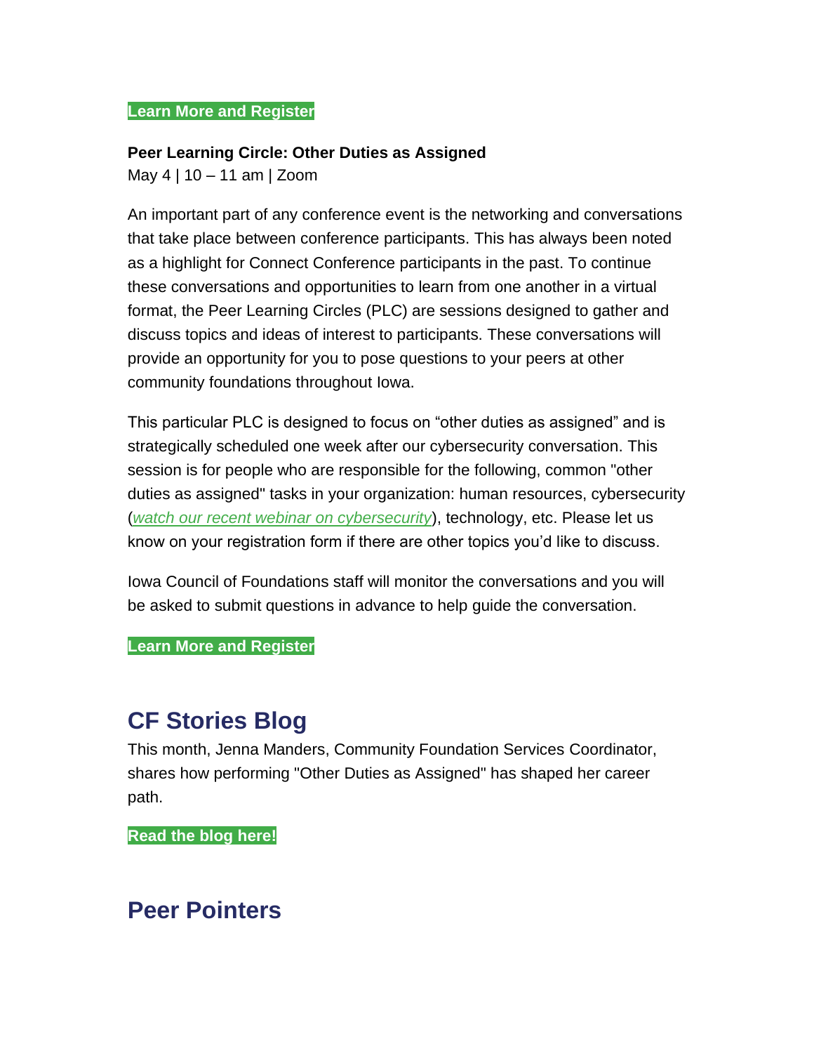**Learn More and Register**

**Peer Learning Circle: Other Duties as Assigned**
May 4 | 10 – 11 am | Zoom

An important part of any conference event is the networking and conversations that take place between conference participants. This has always been noted as a highlight for Connect Conference participants in the past. To continue these conversations and opportunities to learn from one another in a virtual format, the Peer Learning Circles (PLC) are sessions designed to gather and discuss topics and ideas of interest to participants. These conversations will provide an opportunity for you to pose questions to your peers at other community foundations throughout Iowa.

This particular PLC is designed to focus on "other duties as assigned" and is strategically scheduled one week after our cybersecurity conversation. This session is for people who are responsible for the following, common "other duties as assigned" tasks in your organization: human resources, cybersecurity (*watch our recent webinar on cybersecurity*), technology, etc. Please let us know on your registration form if there are other topics you'd like to discuss.

Iowa Council of Foundations staff will monitor the conversations and you will be asked to submit questions in advance to help guide the conversation.

**Learn More and Register**

## CF Stories Blog

This month, Jenna Manders, Community Foundation Services Coordinator, shares how performing "Other Duties as Assigned" has shaped her career path.

**Read the blog here!**

## Peer Pointers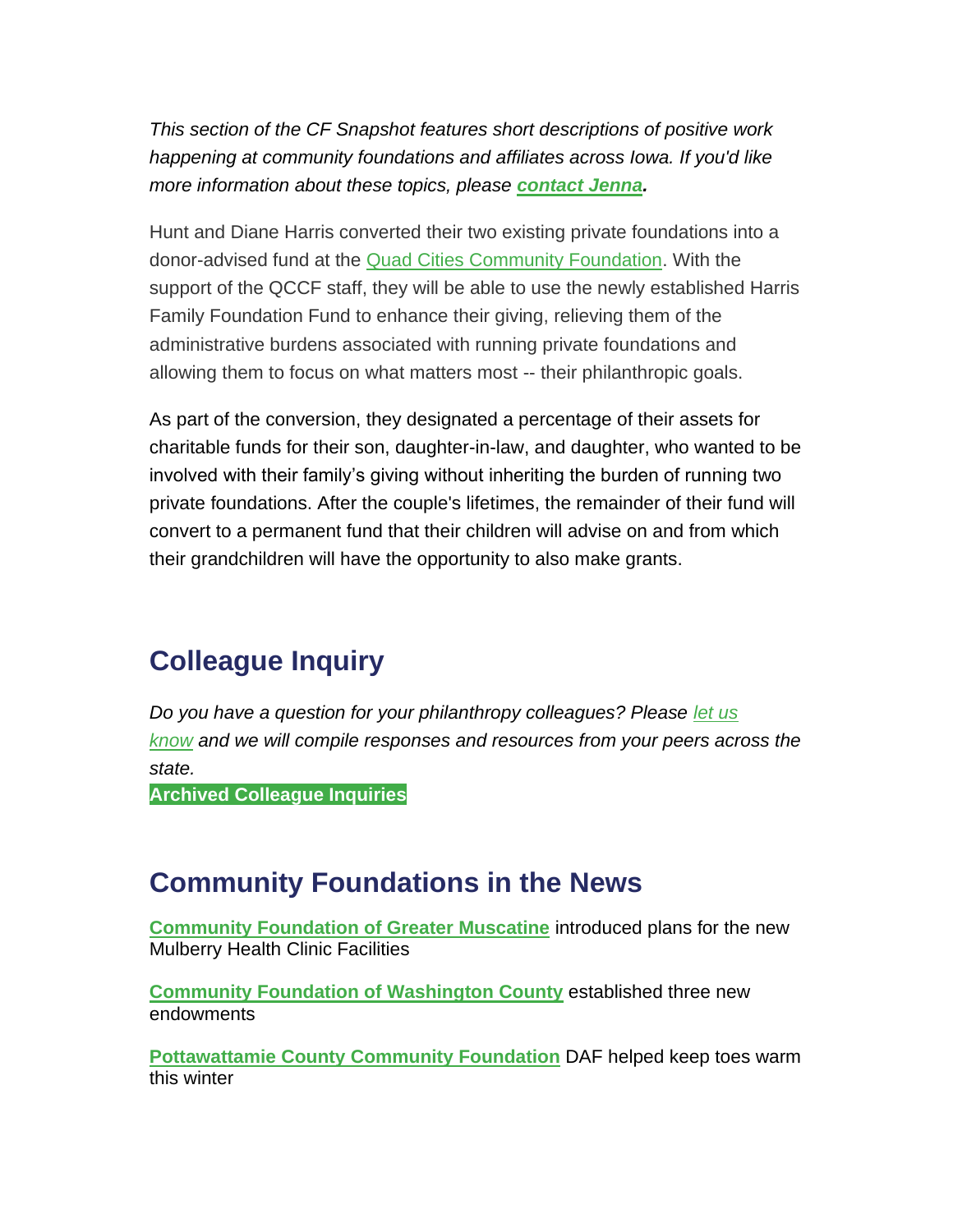*This section of the CF Snapshot features short descriptions of positive work happening at community foundations and affiliates across Iowa. If you'd like more information about these topics, please **contact Jenna**.*

Hunt and Diane Harris converted their two existing private foundations into a donor-advised fund at the Quad Cities Community Foundation. With the support of the QCCF staff, they will be able to use the newly established Harris Family Foundation Fund to enhance their giving, relieving them of the administrative burdens associated with running private foundations and allowing them to focus on what matters most -- their philanthropic goals.

As part of the conversion, they designated a percentage of their assets for charitable funds for their son, daughter-in-law, and daughter, who wanted to be involved with their family's giving without inheriting the burden of running two private foundations. After the couple's lifetimes, the remainder of their fund will convert to a permanent fund that their children will advise on and from which their grandchildren will have the opportunity to also make grants.

## Colleague Inquiry

*Do you have a question for your philanthropy colleagues? Please let us know and we will compile responses and resources from your peers across the state.*

**Archived Colleague Inquiries**

## Community Foundations in the News

**Community Foundation of Greater Muscatine** introduced plans for the new Mulberry Health Clinic Facilities

**Community Foundation of Washington County** established three new endowments

**Pottawattamie County Community Foundation** DAF helped keep toes warm this winter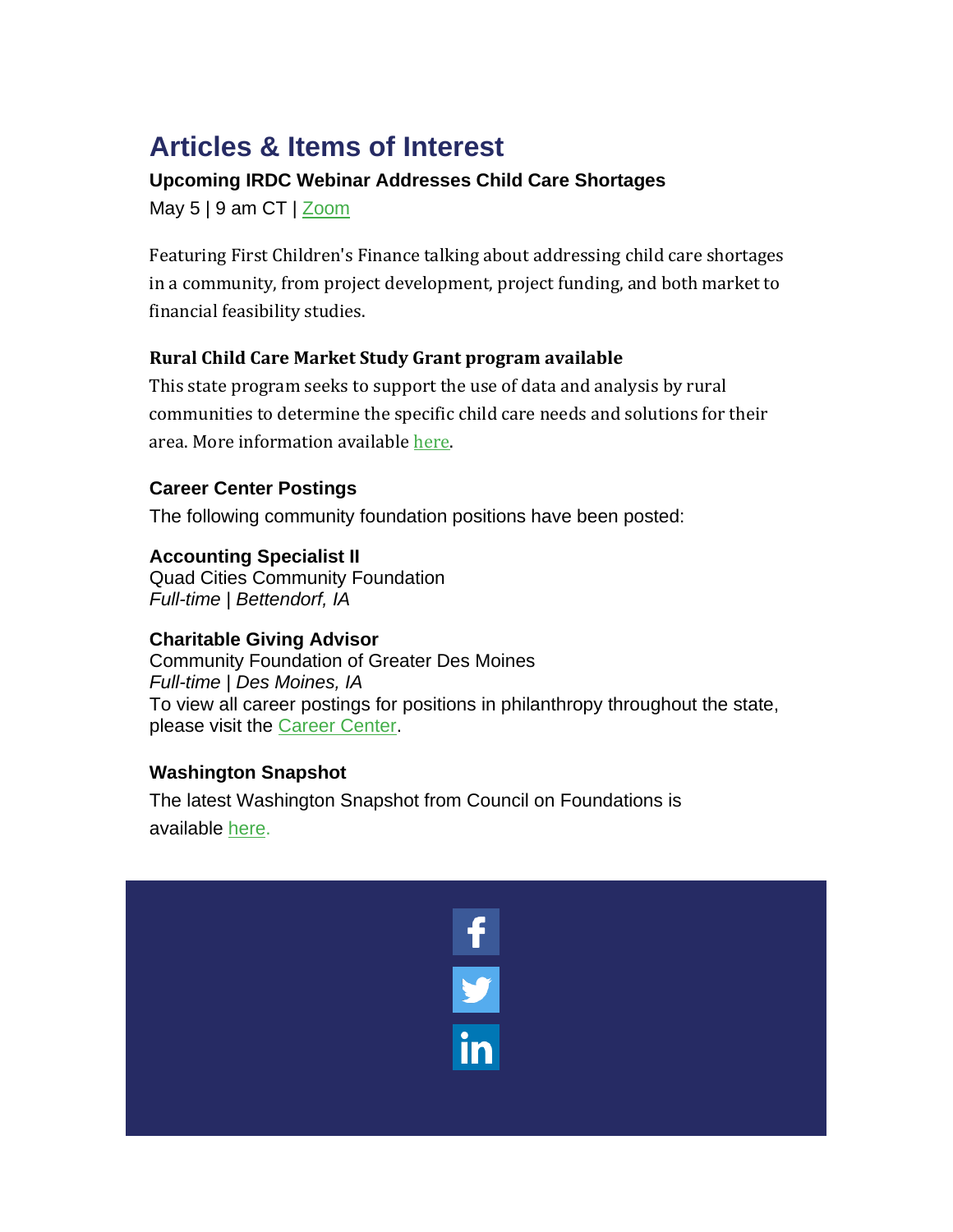# Articles & Items of Interest

### Upcoming IRDC Webinar Addresses Child Care Shortages

May 5 | 9 am CT | Zoom

Featuring First Children's Finance talking about addressing child care shortages in a community, from project development, project funding, and both market to financial feasibility studies.

### Rural Child Care Market Study Grant program available

This state program seeks to support the use of data and analysis by rural communities to determine the specific child care needs and solutions for their area. More information available here.

### Career Center Postings

The following community foundation positions have been posted:

**Accounting Specialist II**
Quad Cities Community Foundation
*Full-time* | *Bettendorf, IA*

**Charitable Giving Advisor**
Community Foundation of Greater Des Moines
*Full-time* | *Des Moines, IA*
To view all career postings for positions in philanthropy throughout the state, please visit the Career Center.

### Washington Snapshot

The latest Washington Snapshot from Council on Foundations is available here.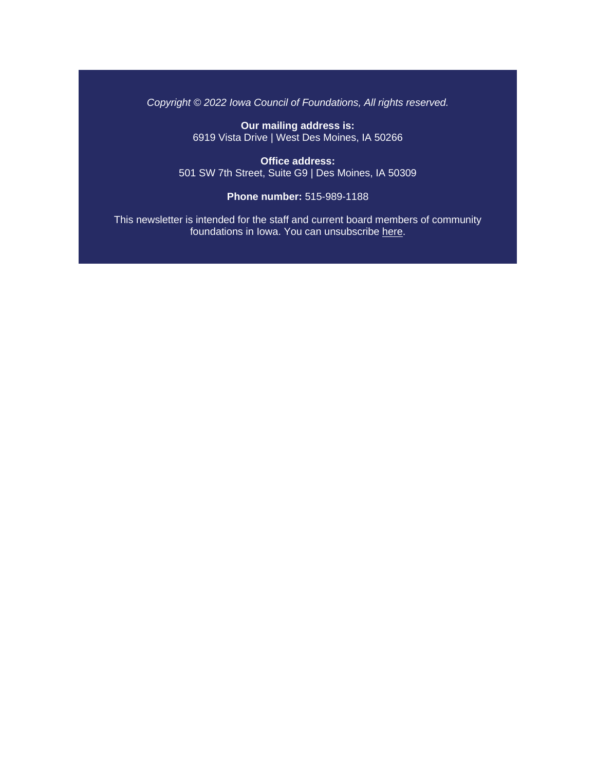*Copyright © 2022 Iowa Council of Foundations, All rights reserved.*

**Our mailing address is:**
6919 Vista Drive | West Des Moines, IA 50266

**Office address:**
501 SW 7th Street, Suite G9 | Des Moines, IA 50309

**Phone number:** 515-989-1188

This newsletter is intended for the staff and current board members of community foundations in Iowa. You can unsubscribe here.